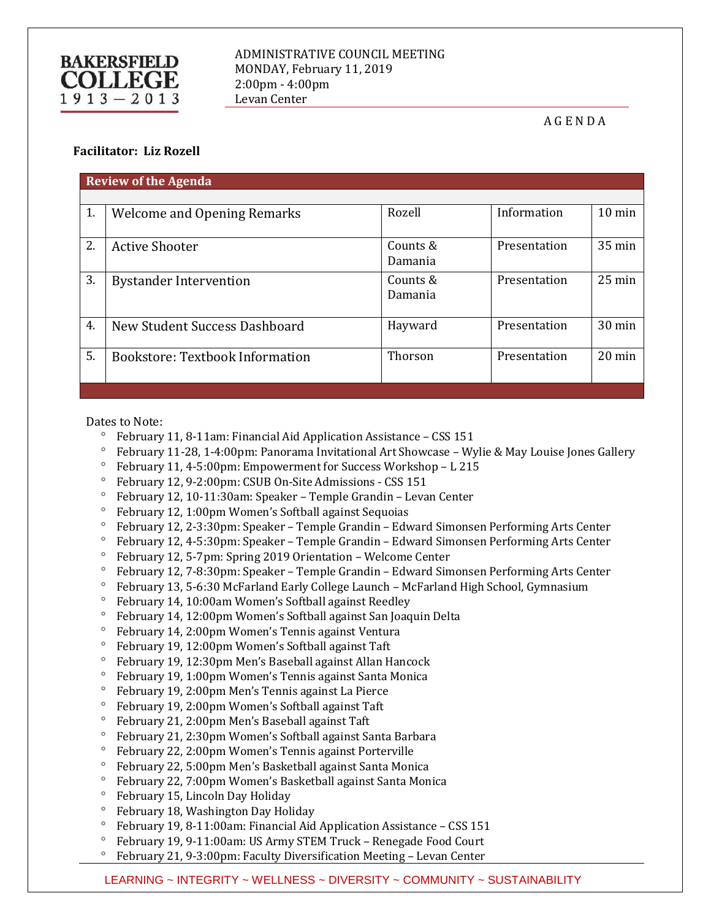**BAKERSFIELD COLLEGE**
1913 — 2013

ADMINISTRATIVE COUNCIL MEETING
MONDAY, February 11, 2019
2:00pm - 4:00pm
Levan Center

AGENDA

**Facilitator: Liz Rozell**

| Review of the Agenda | | | | |
|---|---|---|---|---|
| 1. | Welcome and Opening Remarks | Rozell | Information | 10 min |
| 2. | Active Shooter | Counts & Damania | Presentation | 35 min |
| 3. | Bystander Intervention | Counts & Damania | Presentation | 25 min |
| 4. | New Student Success Dashboard | Hayward | Presentation | 30 min |
| 5. | Bookstore: Textbook Information | Thorson | Presentation | 20 min |

Dates to Note:

- February 11, 8-11am: Financial Aid Application Assistance – CSS 151
- February 11-28, 1-4:00pm: Panorama Invitational Art Showcase – Wylie & May Louise Jones Gallery
- February 11, 4-5:00pm: Empowerment for Success Workshop – L 215
- February 12, 9-2:00pm: CSUB On-Site Admissions - CSS 151
- February 12, 10-11:30am: Speaker – Temple Grandin – Levan Center
- February 12, 1:00pm Women's Softball against Sequoias
- February 12, 2-3:30pm: Speaker – Temple Grandin – Edward Simonsen Performing Arts Center
- February 12, 4-5:30pm: Speaker – Temple Grandin – Edward Simonsen Performing Arts Center
- February 12, 5-7pm: Spring 2019 Orientation – Welcome Center
- February 12, 7-8:30pm: Speaker – Temple Grandin – Edward Simonsen Performing Arts Center
- February 13, 5-6:30 McFarland Early College Launch – McFarland High School, Gymnasium
- February 14, 10:00am Women's Softball against Reedley
- February 14, 12:00pm Women's Softball against San Joaquin Delta
- February 14, 2:00pm Women's Tennis against Ventura
- February 19, 12:00pm Women's Softball against Taft
- February 19, 12:30pm Men's Baseball against Allan Hancock
- February 19, 1:00pm Women's Tennis against Santa Monica
- February 19, 2:00pm Men's Tennis against La Pierce
- February 19, 2:00pm Women's Softball against Taft
- February 21, 2:00pm Men's Baseball against Taft
- February 21, 2:30pm Women's Softball against Santa Barbara
- February 22, 2:00pm Women's Tennis against Porterville
- February 22, 5:00pm Men's Basketball against Santa Monica
- February 22, 7:00pm Women's Basketball against Santa Monica
- February 15, Lincoln Day Holiday
- February 18, Washington Day Holiday
- February 19, 8-11:00am: Financial Aid Application Assistance – CSS 151
- February 19, 9-11:00am: US Army STEM Truck – Renegade Food Court
- February 21, 9-3:00pm: Faculty Diversification Meeting – Levan Center

LEARNING ~ INTEGRITY ~ WELLNESS ~ DIVERSITY ~ COMMUNITY ~ SUSTAINABILITY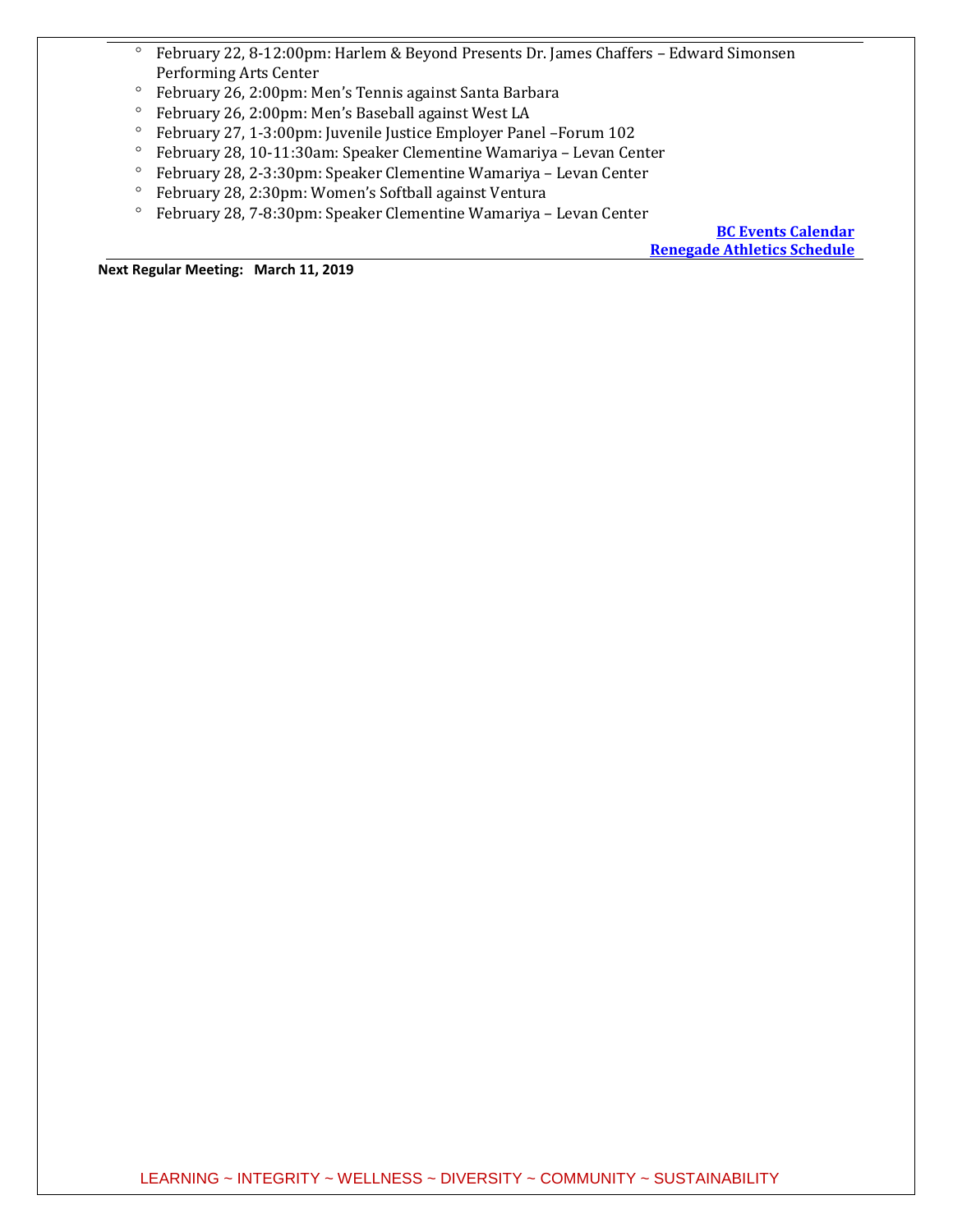- February 22, 8-12:00pm: Harlem & Beyond Presents Dr. James Chaffers – Edward Simonsen Performing Arts Center
- February 26, 2:00pm: Men's Tennis against Santa Barbara
- February 26, 2:00pm: Men's Baseball against West LA
- February 27, 1-3:00pm: Juvenile Justice Employer Panel –Forum 102
- February 28, 10-11:30am: Speaker Clementine Wamariya – Levan Center
- February 28, 2-3:30pm: Speaker Clementine Wamariya – Levan Center
- February 28, 2:30pm: Women's Softball against Ventura
- February 28, 7-8:30pm: Speaker Clementine Wamariya – Levan Center

**BC Events Calendar**
**Renegade Athletics Schedule**

**Next Regular Meeting: March 11, 2019**

LEARNING ~ INTEGRITY ~ WELLNESS ~ DIVERSITY ~ COMMUNITY ~ SUSTAINABILITY